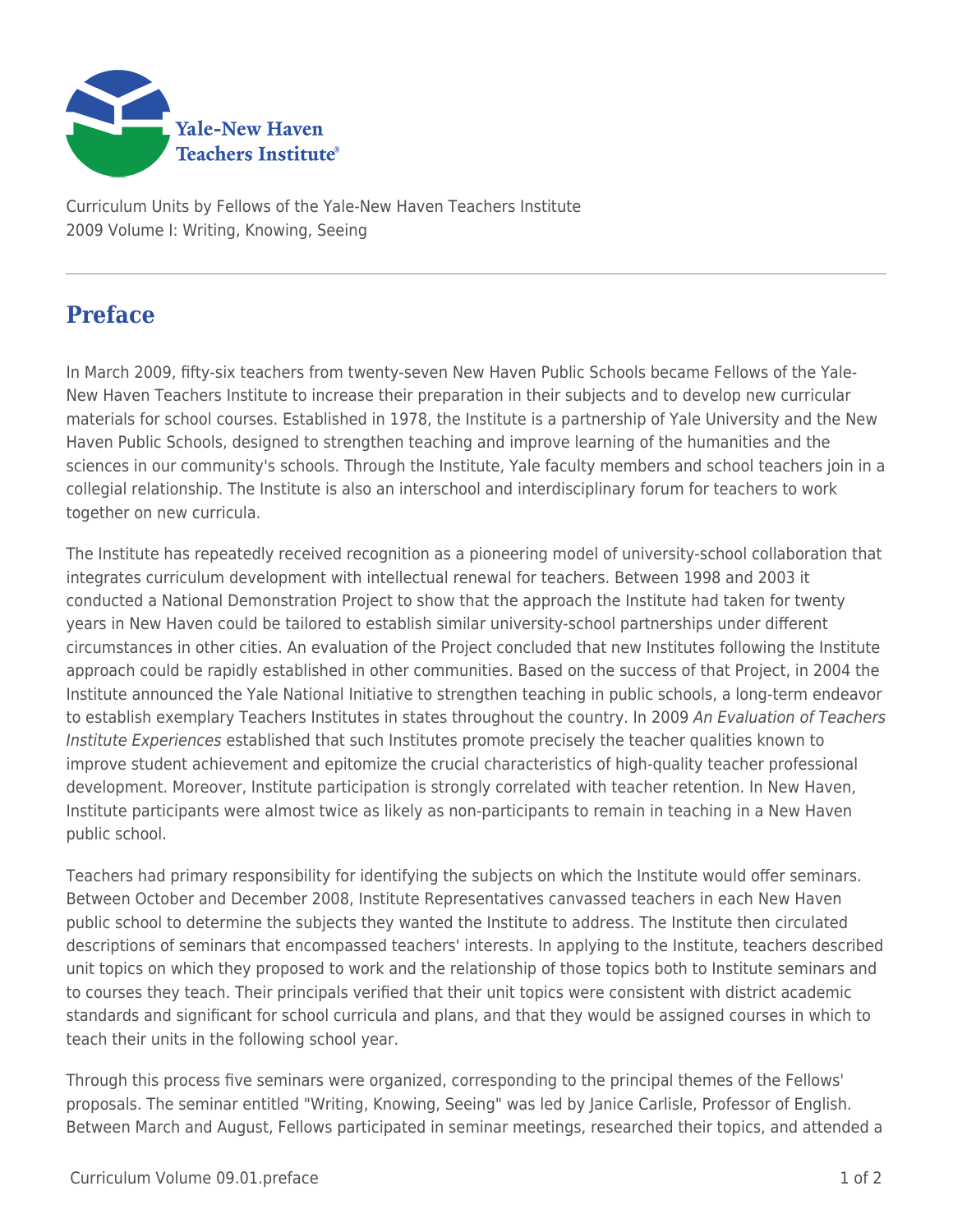Curriculum Units by Fellows of the Yale-New Haven Teachers Institute
2009 Volume I: Writing, Knowing, Seeing

# Preface

In March 2009, fifty-six teachers from twenty-seven New Haven Public Schools became Fellows of the Yale-New Haven Teachers Institute to increase their preparation in their subjects and to develop new curricular materials for school courses. Established in 1978, the Institute is a partnership of Yale University and the New Haven Public Schools, designed to strengthen teaching and improve learning of the humanities and the sciences in our community's schools. Through the Institute, Yale faculty members and school teachers join in a collegial relationship. The Institute is also an interschool and interdisciplinary forum for teachers to work together on new curricula.

The Institute has repeatedly received recognition as a pioneering model of university-school collaboration that integrates curriculum development with intellectual renewal for teachers. Between 1998 and 2003 it conducted a National Demonstration Project to show that the approach the Institute had taken for twenty years in New Haven could be tailored to establish similar university-school partnerships under different circumstances in other cities. An evaluation of the Project concluded that new Institutes following the Institute approach could be rapidly established in other communities. Based on the success of that Project, in 2004 the Institute announced the Yale National Initiative to strengthen teaching in public schools, a long-term endeavor to establish exemplary Teachers Institutes in states throughout the country. In 2009 *An Evaluation of Teachers Institute Experiences* established that such Institutes promote precisely the teacher qualities known to improve student achievement and epitomize the crucial characteristics of high-quality teacher professional development. Moreover, Institute participation is strongly correlated with teacher retention. In New Haven, Institute participants were almost twice as likely as non-participants to remain in teaching in a New Haven public school.

Teachers had primary responsibility for identifying the subjects on which the Institute would offer seminars. Between October and December 2008, Institute Representatives canvassed teachers in each New Haven public school to determine the subjects they wanted the Institute to address. The Institute then circulated descriptions of seminars that encompassed teachers' interests. In applying to the Institute, teachers described unit topics on which they proposed to work and the relationship of those topics both to Institute seminars and to courses they teach. Their principals verified that their unit topics were consistent with district academic standards and significant for school curricula and plans, and that they would be assigned courses in which to teach their units in the following school year.

Through this process five seminars were organized, corresponding to the principal themes of the Fellows' proposals. The seminar entitled "Writing, Knowing, Seeing" was led by Janice Carlisle, Professor of English. Between March and August, Fellows participated in seminar meetings, researched their topics, and attended a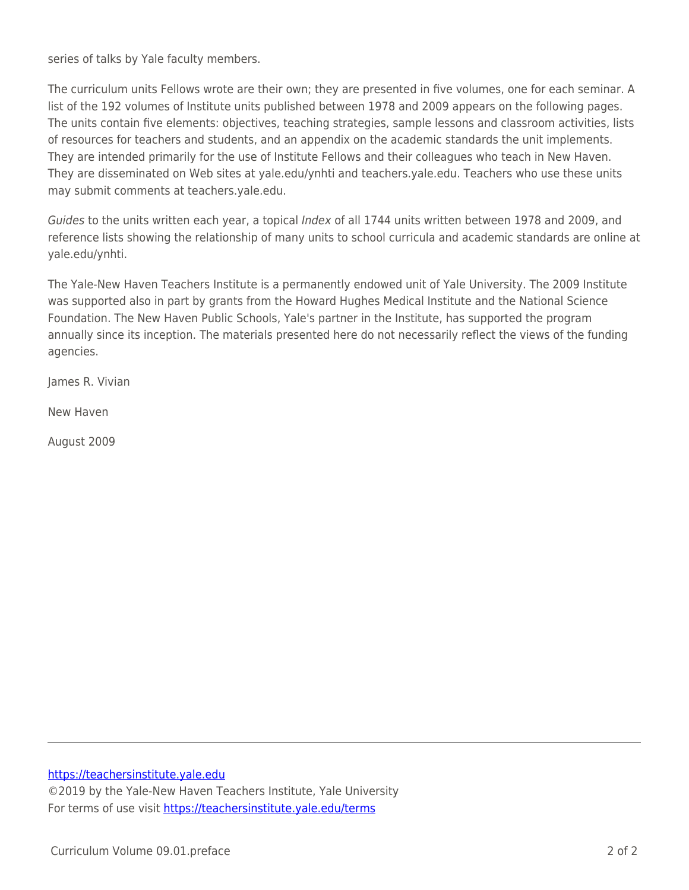series of talks by Yale faculty members.

The curriculum units Fellows wrote are their own; they are presented in five volumes, one for each seminar. A list of the 192 volumes of Institute units published between 1978 and 2009 appears on the following pages. The units contain five elements: objectives, teaching strategies, sample lessons and classroom activities, lists of resources for teachers and students, and an appendix on the academic standards the unit implements. They are intended primarily for the use of Institute Fellows and their colleagues who teach in New Haven. They are disseminated on Web sites at yale.edu/ynhti and teachers.yale.edu. Teachers who use these units may submit comments at teachers.yale.edu.

*Guides* to the units written each year, a topical *Index* of all 1744 units written between 1978 and 2009, and reference lists showing the relationship of many units to school curricula and academic standards are online at yale.edu/ynhti.

The Yale-New Haven Teachers Institute is a permanently endowed unit of Yale University. The 2009 Institute was supported also in part by grants from the Howard Hughes Medical Institute and the National Science Foundation. The New Haven Public Schools, Yale's partner in the Institute, has supported the program annually since its inception. The materials presented here do not necessarily reflect the views of the funding agencies.

James R. Vivian

New Haven

August 2009

https://teachersinstitute.yale.edu
©2019 by the Yale-New Haven Teachers Institute, Yale University
For terms of use visit https://teachersinstitute.yale.edu/terms